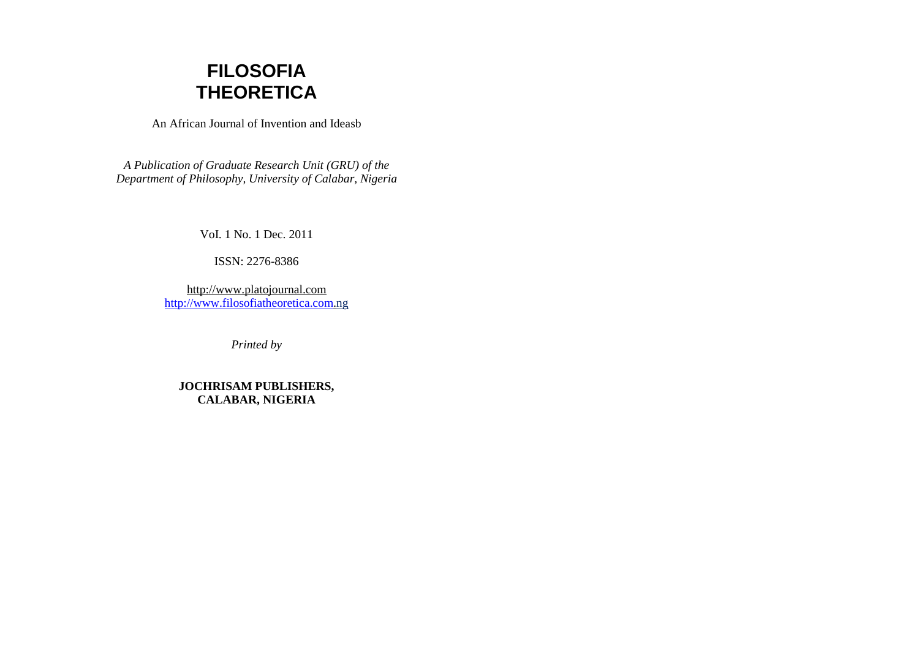# FILOSOFIA THEORETICA

An African Journal of Invention and Ideasb

*A Publication of Graduate Research Unit (GRU) of the Department of Philosophy, University of Calabar, Nigeria*

VoI. 1 No. 1 Dec. 2011

ISSN: 2276-8386

http://www.platojournal.com
http://www.filosofiatheoretica.com.ng

*Printed by*

**JOCHRISAM PUBLISHERS, CALABAR, NIGERIA**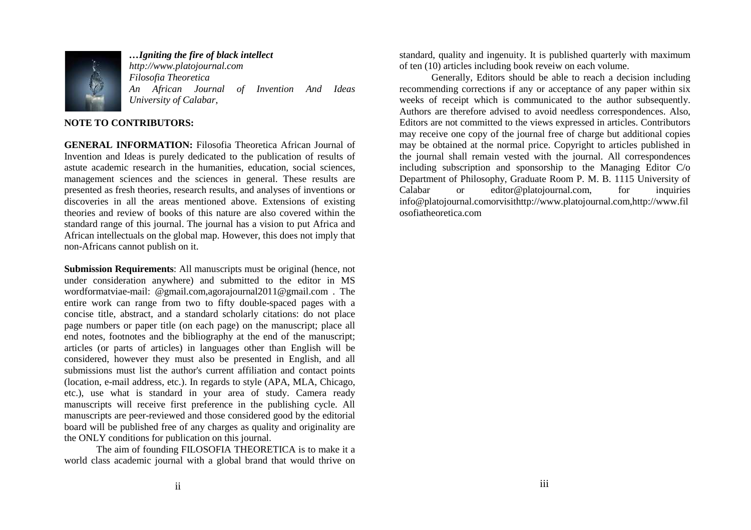*…Igniting the fire of black intellect*
*http://www.platojournal.com*
*Filosofia Theoretica*
*An African Journal of Invention And Ideas*
*University of Calabar,*

**NOTE TO CONTRIBUTORS:**

**GENERAL INFORMATION:** Filosofia Theoretica African Journal of Invention and Ideas is purely dedicated to the publication of results of astute academic research in the humanities, education, social sciences, management sciences and the sciences in general. These results are presented as fresh theories, research results, and analyses of inventions or discoveries in all the areas mentioned above. Extensions of existing theories and review of books of this nature are also covered within the standard range of this journal. The journal has a vision to put Africa and African intellectuals on the global map. However, this does not imply that non-Africans cannot publish on it.

**Submission Requirements**: All manuscripts must be original (hence, not under consideration anywhere) and submitted to the editor in MS wordformatviae-mail: @gmail.com,agorajournal2011@gmail.com . The entire work can range from two to fifty double-spaced pages with a concise title, abstract, and a standard scholarly citations: do not place page numbers or paper title (on each page) on the manuscript; place all end notes, footnotes and the bibliography at the end of the manuscript; articles (or parts of articles) in languages other than English will be considered, however they must also be presented in English, and all submissions must list the author's current affiliation and contact points (location, e-mail address, etc.). In regards to style (APA, MLA, Chicago, etc.), use what is standard in your area of study. Camera ready manuscripts will receive first preference in the publishing cycle. All manuscripts are peer-reviewed and those considered good by the editorial board will be published free of any charges as quality and originality are the ONLY conditions for publication on this journal.

The aim of founding FILOSOFIA THEORETICA is to make it a world class academic journal with a global brand that would thrive on standard, quality and ingenuity. It is published quarterly with maximum of ten (10) articles including book reveiw on each volume.

Generally, Editors should be able to reach a decision including recommending corrections if any or acceptance of any paper within six weeks of receipt which is communicated to the author subsequently. Authors are therefore advised to avoid needless correspondences. Also, Editors are not committed to the views expressed in articles. Contributors may receive one copy of the journal free of charge but additional copies may be obtained at the normal price. Copyright to articles published in the journal shall remain vested with the journal. All correspondences including subscription and sponsorship to the Managing Editor C/o Department of Philosophy, Graduate Room P. M. B. 1115 University of Calabar or editor@platojournal.com, for inquiries info@platojournal.comorvisithttp://www.platojournal.com,http://www.filosofiatheoretica.com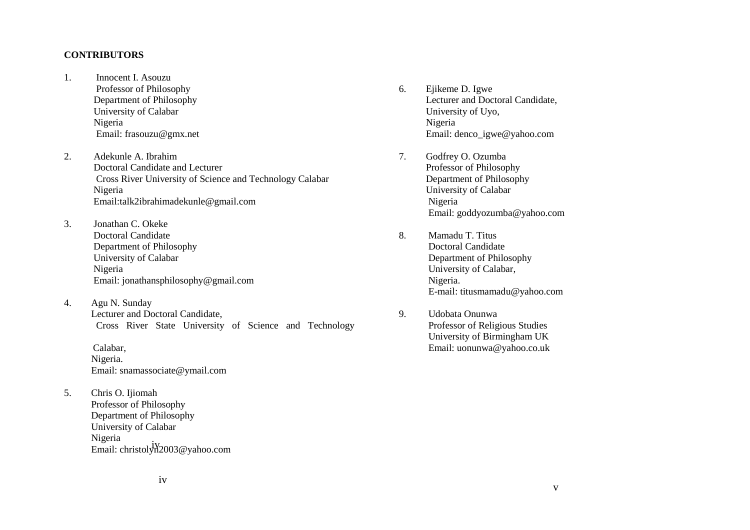**CONTRIBUTORS**

1. Innocent I. Asouzu
   Professor of Philosophy
   Department of Philosophy
   University of Calabar
   Nigeria
   Email: frasouzu@gmx.net

2. Adekunle A. Ibrahim
   Doctoral Candidate and Lecturer
   Cross River University of Science and Technology Calabar
   Nigeria
   Email:talk2ibrahimadekunle@gmail.com

3. Jonathan C. Okeke
   Doctoral Candidate
   Department of Philosophy
   University of Calabar
   Nigeria
   Email: jonathansphilosophy@gmail.com

4. Agu N. Sunday
   Lecturer and Doctoral Candidate,
   Cross River State University of Science and Technology
   Calabar,
   Nigeria.
   Email: snamassociate@ymail.com

5. Chris O. Ijiomah
   Professor of Philosophy
   Department of Philosophy
   University of Calabar
   Nigeria
   Email: christolyn2003@yahoo.com

6. Ejikeme D. Igwe
   Lecturer and Doctoral Candidate,
   University of Uyo,
   Nigeria
   Email: denco_igwe@yahoo.com

7. Godfrey O. Ozumba
   Professor of Philosophy
   Department of Philosophy
   University of Calabar
   Nigeria
   Email: goddyozumba@yahoo.com

8. Mamadu T. Titus
   Doctoral Candidate
   Department of Philosophy
   University of Calabar,
   Nigeria.
   E-mail: titusmamadu@yahoo.com

9. Udobata Onunwa
   Professor of Religious Studies
   University of Birmingham UK
   Email: uonunwa@yahoo.co.uk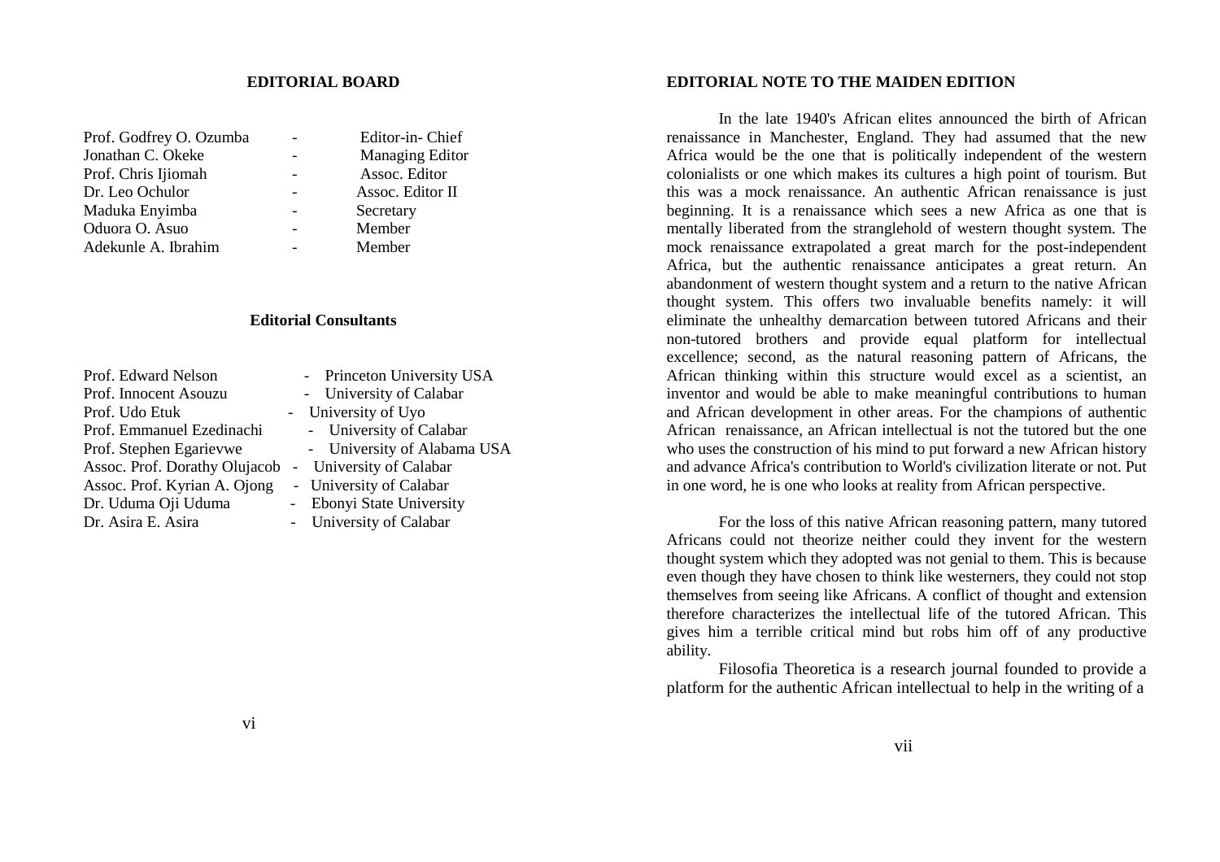## EDITORIAL BOARD

| | | |
|---|---|---|
| Prof. Godfrey O. Ozumba | - | Editor-in- Chief |
| Jonathan C. Okeke | - | Managing Editor |
| Prof. Chris Ijiomah | - | Assoc. Editor |
| Dr. Leo Ochulor | - | Assoc. Editor II |
| Maduka Enyimba | - | Secretary |
| Oduora O. Asuo | - | Member |
| Adekunle A. Ibrahim | - | Member |

### Editorial Consultants

| | | |
|---|---|---|
| Prof. Edward Nelson | - | Princeton University USA |
| Prof. Innocent Asouzu | - | University of Calabar |
| Prof. Udo Etuk | - | University of Uyo |
| Prof. Emmanuel Ezedinachi | - | University of Calabar |
| Prof. Stephen Egarievwe | - | University of Alabama USA |
| Assoc. Prof. Dorathy Olujacob | - | University of Calabar |
| Assoc. Prof. Kyrian A. Ojong | - | University of Calabar |
| Dr. Uduma Oji Uduma | - | Ebonyi State University |
| Dr. Asira E. Asira | - | University of Calabar |

## EDITORIAL NOTE TO THE MAIDEN EDITION

In the late 1940's African elites announced the birth of African renaissance in Manchester, England. They had assumed that the new Africa would be the one that is politically independent of the western colonialists or one which makes its cultures a high point of tourism. But this was a mock renaissance. An authentic African renaissance is just beginning. It is a renaissance which sees a new Africa as one that is mentally liberated from the stranglehold of western thought system. The mock renaissance extrapolated a great march for the post-independent Africa, but the authentic renaissance anticipates a great return. An abandonment of western thought system and a return to the native African thought system. This offers two invaluable benefits namely: it will eliminate the unhealthy demarcation between tutored Africans and their non-tutored brothers and provide equal platform for intellectual excellence; second, as the natural reasoning pattern of Africans, the African thinking within this structure would excel as a scientist, an inventor and would be able to make meaningful contributions to human and African development in other areas. For the champions of authentic African renaissance, an African intellectual is not the tutored but the one who uses the construction of his mind to put forward a new African history and advance Africa's contribution to World's civilization literate or not. Put in one word, he is one who looks at reality from African perspective.

For the loss of this native African reasoning pattern, many tutored Africans could not theorize neither could they invent for the western thought system which they adopted was not genial to them. This is because even though they have chosen to think like westerners, they could not stop themselves from seeing like Africans. A conflict of thought and extension therefore characterizes the intellectual life of the tutored African. This gives him a terrible critical mind but robs him off of any productive ability.

Filosofia Theoretica is a research journal founded to provide a platform for the authentic African intellectual to help in the writing of a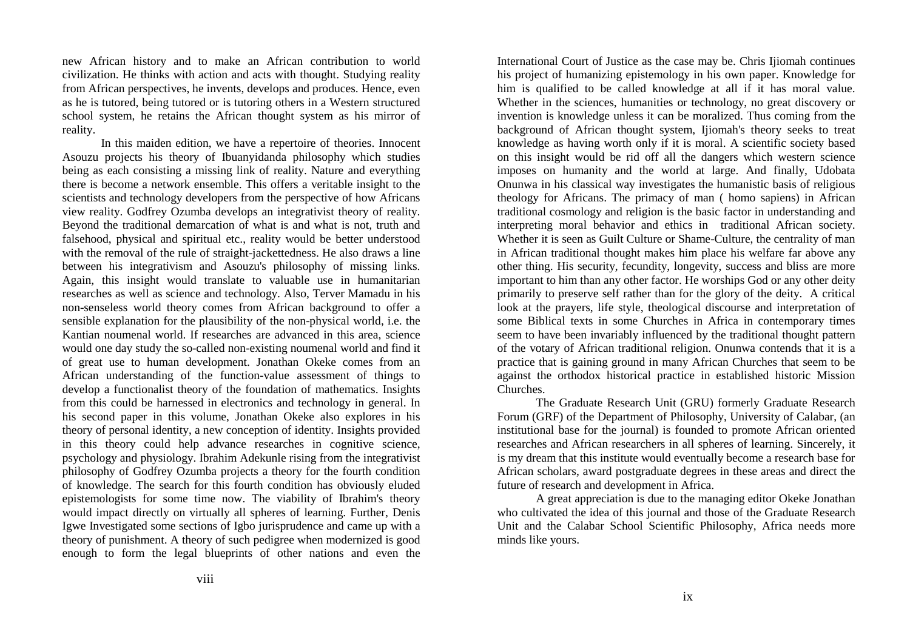new African history and to make an African contribution to world civilization. He thinks with action and acts with thought. Studying reality from African perspectives, he invents, develops and produces. Hence, even as he is tutored, being tutored or is tutoring others in a Western structured school system, he retains the African thought system as his mirror of reality.

In this maiden edition, we have a repertoire of theories. Innocent Asouzu projects his theory of Ibuanyidanda philosophy which studies being as each consisting a missing link of reality. Nature and everything there is become a network ensemble. This offers a veritable insight to the scientists and technology developers from the perspective of how Africans view reality. Godfrey Ozumba develops an integrativist theory of reality. Beyond the traditional demarcation of what is and what is not, truth and falsehood, physical and spiritual etc., reality would be better understood with the removal of the rule of straight-jackettedness. He also draws a line between his integrativism and Asouzu's philosophy of missing links. Again, this insight would translate to valuable use in humanitarian researches as well as science and technology. Also, Terver Mamadu in his non-senseless world theory comes from African background to offer a sensible explanation for the plausibility of the non-physical world, i.e. the Kantian noumenal world. If researches are advanced in this area, science would one day study the so-called non-existing noumenal world and find it of great use to human development. Jonathan Okeke comes from an African understanding of the function-value assessment of things to develop a functionalist theory of the foundation of mathematics. Insights from this could be harnessed in electronics and technology in general. In his second paper in this volume, Jonathan Okeke also explores in his theory of personal identity, a new conception of identity. Insights provided in this theory could help advance researches in cognitive science, psychology and physiology. Ibrahim Adekunle rising from the integrativist philosophy of Godfrey Ozumba projects a theory for the fourth condition of knowledge. The search for this fourth condition has obviously eluded epistemologists for some time now. The viability of Ibrahim's theory would impact directly on virtually all spheres of learning. Further, Denis Igwe Investigated some sections of Igbo jurisprudence and came up with a theory of punishment. A theory of such pedigree when modernized is good enough to form the legal blueprints of other nations and even the International Court of Justice as the case may be. Chris Ijiomah continues his project of humanizing epistemology in his own paper. Knowledge for him is qualified to be called knowledge at all if it has moral value. Whether in the sciences, humanities or technology, no great discovery or invention is knowledge unless it can be moralized. Thus coming from the background of African thought system, Ijiomah's theory seeks to treat knowledge as having worth only if it is moral. A scientific society based on this insight would be rid off all the dangers which western science imposes on humanity and the world at large. And finally, Udobata Onunwa in his classical way investigates the humanistic basis of religious theology for Africans. The primacy of man ( homo sapiens) in African traditional cosmology and religion is the basic factor in understanding and interpreting moral behavior and ethics in traditional African society. Whether it is seen as Guilt Culture or Shame-Culture, the centrality of man in African traditional thought makes him place his welfare far above any other thing. His security, fecundity, longevity, success and bliss are more important to him than any other factor. He worships God or any other deity primarily to preserve self rather than for the glory of the deity. A critical look at the prayers, life style, theological discourse and interpretation of some Biblical texts in some Churches in Africa in contemporary times seem to have been invariably influenced by the traditional thought pattern of the votary of African traditional religion. Onunwa contends that it is a practice that is gaining ground in many African Churches that seem to be against the orthodox historical practice in established historic Mission Churches.

The Graduate Research Unit (GRU) formerly Graduate Research Forum (GRF) of the Department of Philosophy, University of Calabar, (an institutional base for the journal) is founded to promote African oriented researches and African researchers in all spheres of learning. Sincerely, it is my dream that this institute would eventually become a research base for African scholars, award postgraduate degrees in these areas and direct the future of research and development in Africa.

A great appreciation is due to the managing editor Okeke Jonathan who cultivated the idea of this journal and those of the Graduate Research Unit and the Calabar School Scientific Philosophy, Africa needs more minds like yours.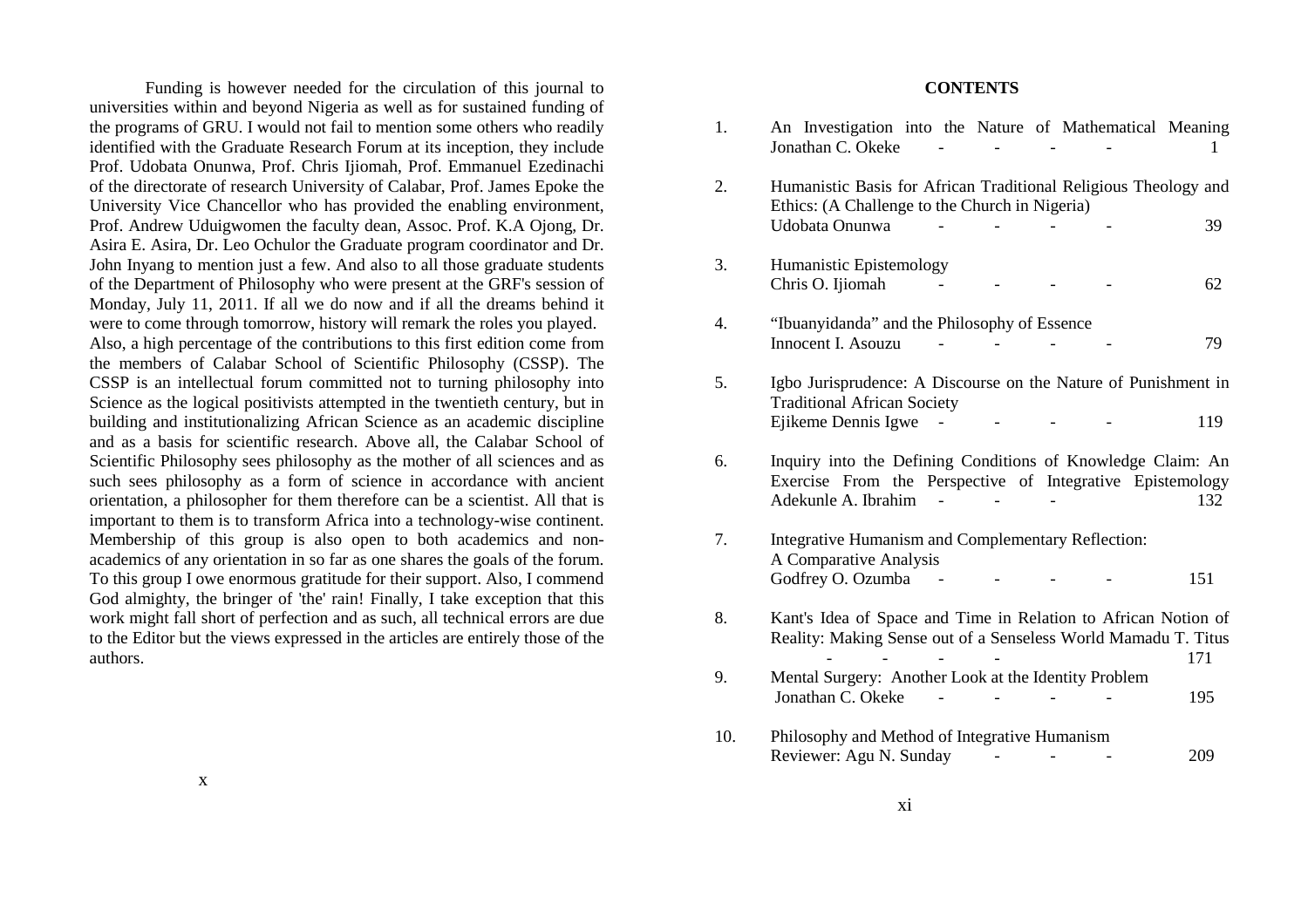Funding is however needed for the circulation of this journal to universities within and beyond Nigeria as well as for sustained funding of the programs of GRU. I would not fail to mention some others who readily identified with the Graduate Research Forum at its inception, they include Prof. Udobata Onunwa, Prof. Chris Ijiomah, Prof. Emmanuel Ezedinachi of the directorate of research University of Calabar, Prof. James Epoke the University Vice Chancellor who has provided the enabling environment, Prof. Andrew Uduigwomen the faculty dean, Assoc. Prof. K.A Ojong, Dr. Asira E. Asira, Dr. Leo Ochulor the Graduate program coordinator and Dr. John Inyang to mention just a few. And also to all those graduate students of the Department of Philosophy who were present at the GRF's session of Monday, July 11, 2011. If all we do now and if all the dreams behind it were to come through tomorrow, history will remark the roles you played.
Also, a high percentage of the contributions to this first edition come from the members of Calabar School of Scientific Philosophy (CSSP). The CSSP is an intellectual forum committed not to turning philosophy into Science as the logical positivists attempted in the twentieth century, but in building and institutionalizing African Science as an academic discipline and as a basis for scientific research. Above all, the Calabar School of Scientific Philosophy sees philosophy as the mother of all sciences and as such sees philosophy as a form of science in accordance with ancient orientation, a philosopher for them therefore can be a scientist. All that is important to them is to transform Africa into a technology-wise continent. Membership of this group is also open to both academics and non-academics of any orientation in so far as one shares the goals of the forum. To this group I owe enormous gratitude for their support. Also, I commend God almighty, the bringer of 'the' rain! Finally, I take exception that this work might fall short of perfection and as such, all technical errors are due to the Editor but the views expressed in the articles are entirely those of the authors.

## CONTENTS

1. An Investigation into the Nature of Mathematical Meaning
   Jonathan C. Okeke - - - - - 1

2. Humanistic Basis for African Traditional Religious Theology and Ethics: (A Challenge to the Church in Nigeria)
   Udobata Onunwa - - - - - 39

3. Humanistic Epistemology
   Chris O. Ijiomah - - - - - 62

4. "Ibuanyidanda" and the Philosophy of Essence
   Innocent I. Asouzu - - - - - 79

5. Igbo Jurisprudence: A Discourse on the Nature of Punishment in Traditional African Society
   Ejikeme Dennis Igwe - - - - - 119

6. Inquiry into the Defining Conditions of Knowledge Claim: An Exercise From the Perspective of Integrative Epistemology
   Adekunle A. Ibrahim - - - - 132

7. Integrative Humanism and Complementary Reflection: A Comparative Analysis
   Godfrey O. Ozumba - - - - - 151

8. Kant's Idea of Space and Time in Relation to African Notion of Reality: Making Sense out of a Senseless World Mamadu T. Titus
   - - - - 171

9. Mental Surgery: Another Look at the Identity Problem
   Jonathan C. Okeke - - - - - 195

10. Philosophy and Method of Integrative Humanism
    Reviewer: Agu N. Sunday - - - - 209